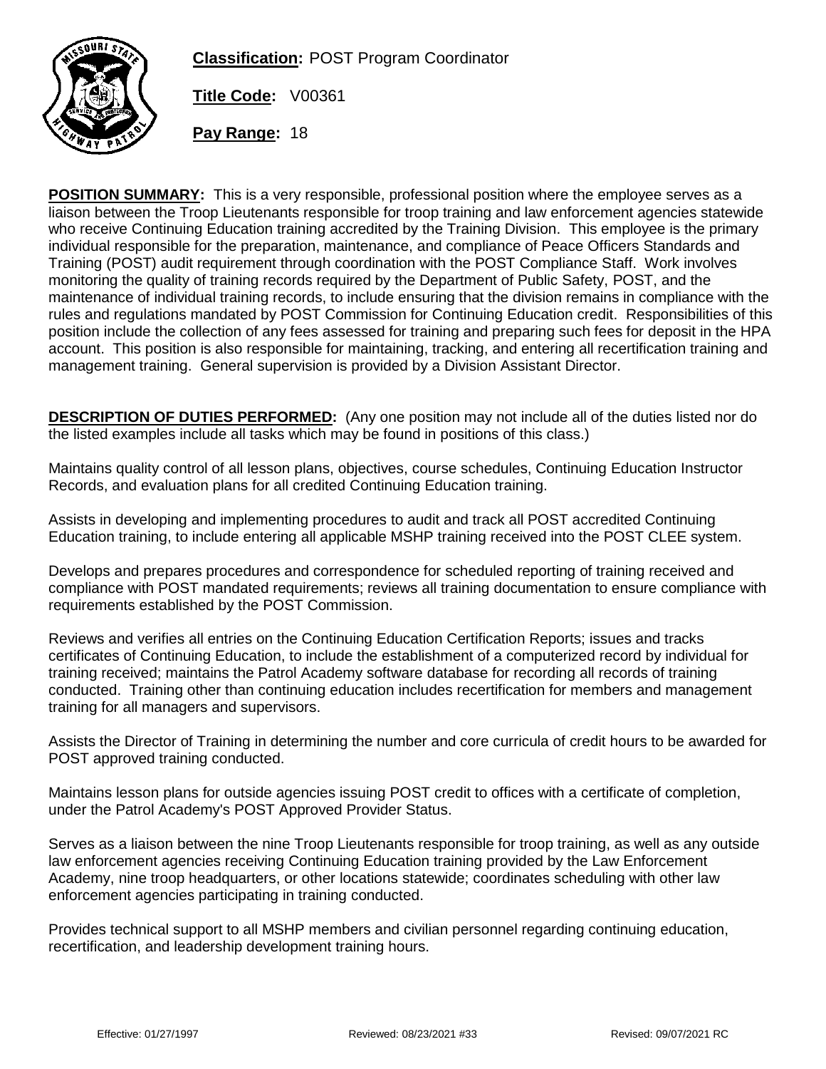**Classification:** POST Program Coordinator

**Title Code:** V00361

**Pay Range:** 18

**POSITION SUMMARY:** This is a very responsible, professional position where the employee serves as a liaison between the Troop Lieutenants responsible for troop training and law enforcement agencies statewide who receive Continuing Education training accredited by the Training Division. This employee is the primary individual responsible for the preparation, maintenance, and compliance of Peace Officers Standards and Training (POST) audit requirement through coordination with the POST Compliance Staff. Work involves monitoring the quality of training records required by the Department of Public Safety, POST, and the maintenance of individual training records, to include ensuring that the division remains in compliance with the rules and regulations mandated by POST Commission for Continuing Education credit. Responsibilities of this position include the collection of any fees assessed for training and preparing such fees for deposit in the HPA account. This position is also responsible for maintaining, tracking, and entering all recertification training and management training. General supervision is provided by a Division Assistant Director.

**DESCRIPTION OF DUTIES PERFORMED:** (Any one position may not include all of the duties listed nor do the listed examples include all tasks which may be found in positions of this class.)

Maintains quality control of all lesson plans, objectives, course schedules, Continuing Education Instructor Records, and evaluation plans for all credited Continuing Education training.

Assists in developing and implementing procedures to audit and track all POST accredited Continuing Education training, to include entering all applicable MSHP training received into the POST CLEE system.

Develops and prepares procedures and correspondence for scheduled reporting of training received and compliance with POST mandated requirements; reviews all training documentation to ensure compliance with requirements established by the POST Commission.

Reviews and verifies all entries on the Continuing Education Certification Reports; issues and tracks certificates of Continuing Education, to include the establishment of a computerized record by individual for training received; maintains the Patrol Academy software database for recording all records of training conducted. Training other than continuing education includes recertification for members and management training for all managers and supervisors.

Assists the Director of Training in determining the number and core curricula of credit hours to be awarded for POST approved training conducted.

Maintains lesson plans for outside agencies issuing POST credit to offices with a certificate of completion, under the Patrol Academy's POST Approved Provider Status.

Serves as a liaison between the nine Troop Lieutenants responsible for troop training, as well as any outside law enforcement agencies receiving Continuing Education training provided by the Law Enforcement Academy, nine troop headquarters, or other locations statewide; coordinates scheduling with other law enforcement agencies participating in training conducted.

Provides technical support to all MSHP members and civilian personnel regarding continuing education, recertification, and leadership development training hours.

Effective: 01/27/1997 Reviewed: 08/23/2021 #33 Revised: 09/07/2021 RC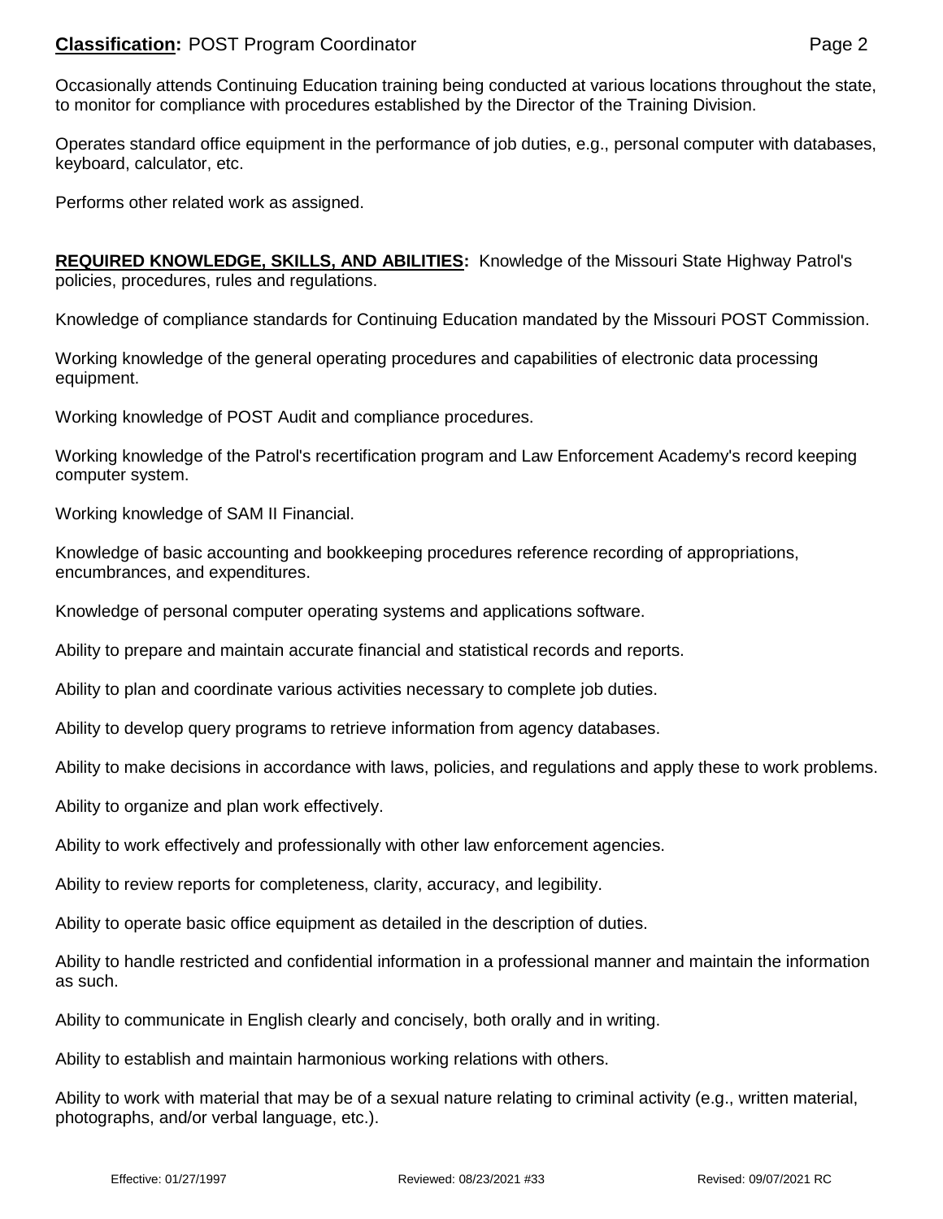Occasionally attends Continuing Education training being conducted at various locations throughout the state, to monitor for compliance with procedures established by the Director of the Training Division.

Operates standard office equipment in the performance of job duties, e.g., personal computer with databases, keyboard, calculator, etc.

Performs other related work as assigned.

**REQUIRED KNOWLEDGE, SKILLS, AND ABILITIES:** Knowledge of the Missouri State Highway Patrol's policies, procedures, rules and regulations.

Knowledge of compliance standards for Continuing Education mandated by the Missouri POST Commission.

Working knowledge of the general operating procedures and capabilities of electronic data processing equipment.

Working knowledge of POST Audit and compliance procedures.

Working knowledge of the Patrol's recertification program and Law Enforcement Academy's record keeping computer system.

Working knowledge of SAM II Financial.

Knowledge of basic accounting and bookkeeping procedures reference recording of appropriations, encumbrances, and expenditures.

Knowledge of personal computer operating systems and applications software.

Ability to prepare and maintain accurate financial and statistical records and reports.

Ability to plan and coordinate various activities necessary to complete job duties.

Ability to develop query programs to retrieve information from agency databases.

Ability to make decisions in accordance with laws, policies, and regulations and apply these to work problems.

Ability to organize and plan work effectively.

Ability to work effectively and professionally with other law enforcement agencies.

Ability to review reports for completeness, clarity, accuracy, and legibility.

Ability to operate basic office equipment as detailed in the description of duties.

Ability to handle restricted and confidential information in a professional manner and maintain the information as such.

Ability to communicate in English clearly and concisely, both orally and in writing.

Ability to establish and maintain harmonious working relations with others.

Ability to work with material that may be of a sexual nature relating to criminal activity (e.g., written material, photographs, and/or verbal language, etc.).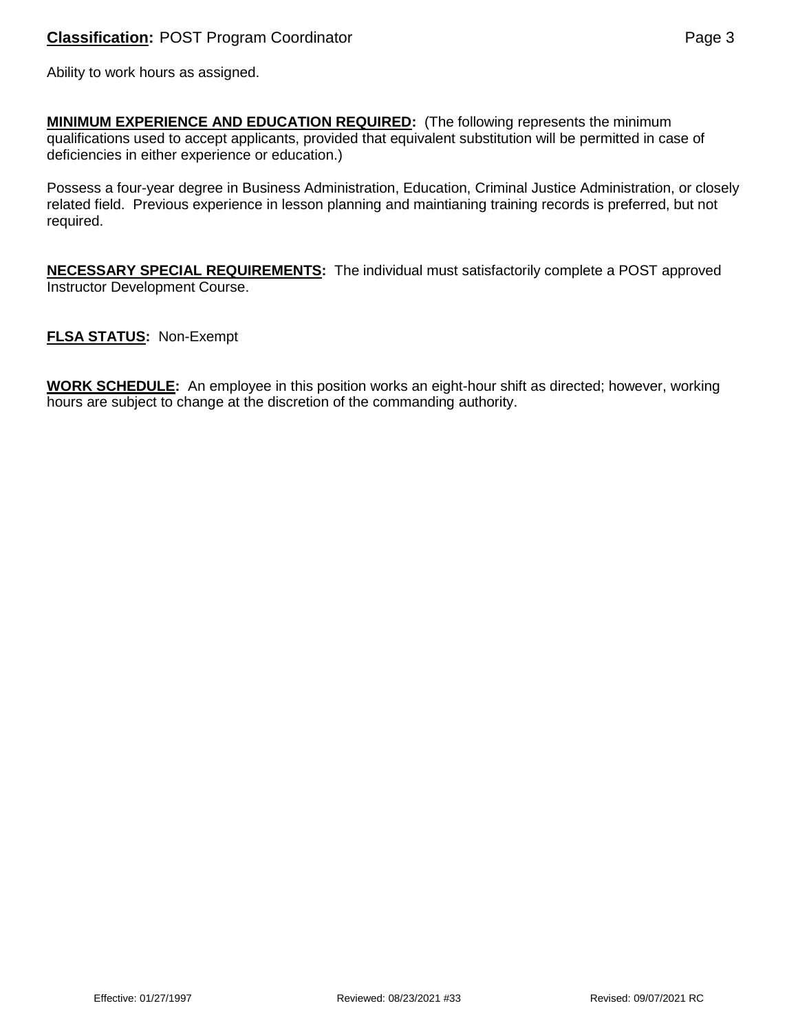Ability to work hours as assigned.

**MINIMUM EXPERIENCE AND EDUCATION REQUIRED:** (The following represents the minimum qualifications used to accept applicants, provided that equivalent substitution will be permitted in case of deficiencies in either experience or education.)

Possess a four-year degree in Business Administration, Education, Criminal Justice Administration, or closely related field. Previous experience in lesson planning and maintianing training records is preferred, but not required.

**NECESSARY SPECIAL REQUIREMENTS:** The individual must satisfactorily complete a POST approved Instructor Development Course.

**FLSA STATUS:** Non-Exempt

**WORK SCHEDULE:** An employee in this position works an eight-hour shift as directed; however, working hours are subject to change at the discretion of the commanding authority.

Effective: 01/27/1997 Reviewed: 08/23/2021 #33 Revised: 09/07/2021 RC